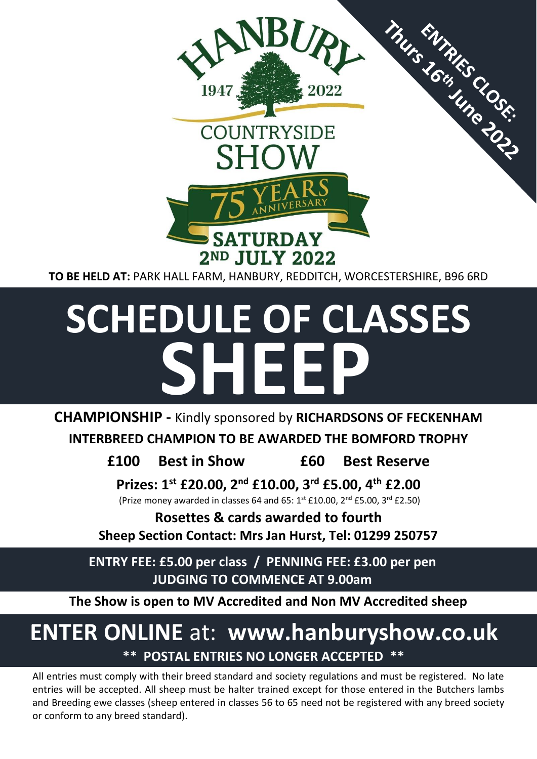# HANBURY COUNTRYSIDE SHOW

1947 2022

75 YEARS ANNIVERSARY

**SATURDAY 2ND JULY 2022**

**ENTRIES CLOSE: Thurs 16th June 2022**

**TO BE HELD AT:** PARK HALL FARM, HANBURY, REDDITCH, WORCESTERSHIRE, B96 6RD

# SCHEDULE OF CLASSES
# SHEEP

**CHAMPIONSHIP -** Kindly sponsored by **RICHARDSONS OF FECKENHAM**

**INTERBREED CHAMPION TO BE AWARDED THE BOMFORD TROPHY**

**£100 Best in Show £60 Best Reserve**

**Prizes: 1st £20.00, 2nd £10.00, 3rd £5.00, 4th £2.00**

(Prize money awarded in classes 64 and 65: 1st £10.00, 2nd £5.00, 3rd £2.50)

**Rosettes & cards awarded to fourth**

**Sheep Section Contact: Mrs Jan Hurst, Tel: 01299 250757**

**ENTRY FEE: £5.00 per class / PENNING FEE: £3.00 per pen**

**JUDGING TO COMMENCE AT 9.00am**

**The Show is open to MV Accredited and Non MV Accredited sheep**

## ENTER ONLINE at: www.hanburyshow.co.uk

**\*\* POSTAL ENTRIES NO LONGER ACCEPTED \*\***

All entries must comply with their breed standard and society regulations and must be registered. No late entries will be accepted. All sheep must be halter trained except for those entered in the Butchers lambs and Breeding ewe classes (sheep entered in classes 56 to 65 need not be registered with any breed society or conform to any breed standard).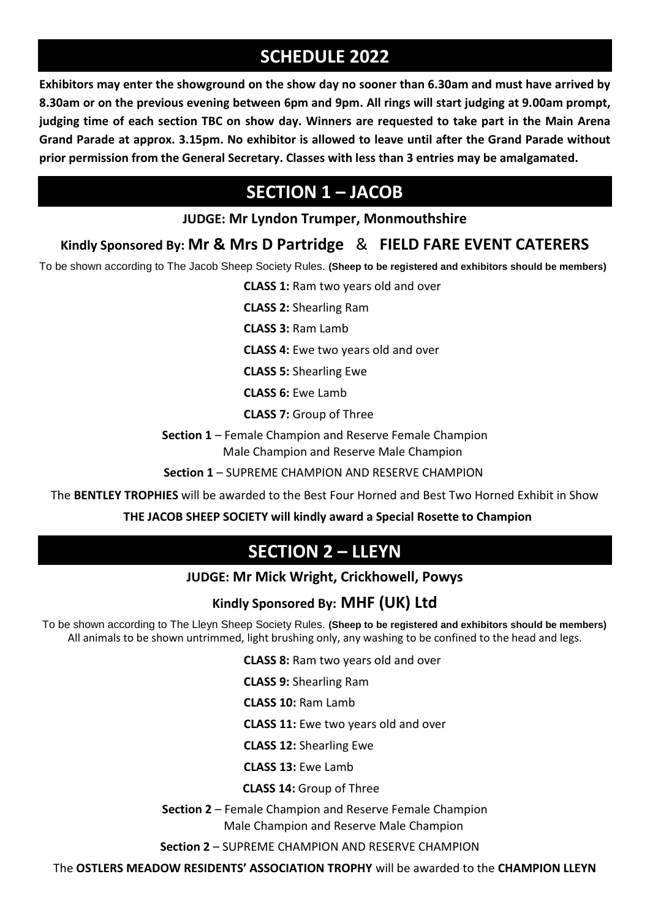# SCHEDULE 2022

**Exhibitors may enter the showground on the show day no sooner than 6.30am and must have arrived by 8.30am or on the previous evening between 6pm and 9pm. All rings will start judging at 9.00am prompt, judging time of each section TBC on show day. Winners are requested to take part in the Main Arena Grand Parade at approx. 3.15pm. No exhibitor is allowed to leave until after the Grand Parade without prior permission from the General Secretary. Classes with less than 3 entries may be amalgamated.**

## SECTION 1 – JACOB

**JUDGE: Mr Lyndon Trumper, Monmouthshire**

**Kindly Sponsored By: Mr & Mrs D Partridge & FIELD FARE EVENT CATERERS**

To be shown according to The Jacob Sheep Society Rules. **(Sheep to be registered and exhibitors should be members)**

**CLASS 1:** Ram two years old and over

**CLASS 2:** Shearling Ram

**CLASS 3:** Ram Lamb

**CLASS 4:** Ewe two years old and over

**CLASS 5:** Shearling Ewe

**CLASS 6:** Ewe Lamb

**CLASS 7:** Group of Three

**Section 1** – Female Champion and Reserve Female Champion
Male Champion and Reserve Male Champion

**Section 1** – SUPREME CHAMPION AND RESERVE CHAMPION

The **BENTLEY TROPHIES** will be awarded to the Best Four Horned and Best Two Horned Exhibit in Show

**THE JACOB SHEEP SOCIETY will kindly award a Special Rosette to Champion**

## SECTION 2 – LLEYN

**JUDGE: Mr Mick Wright, Crickhowell, Powys**

**Kindly Sponsored By: MHF (UK) Ltd**

To be shown according to The Lleyn Sheep Society Rules. **(Sheep to be registered and exhibitors should be members)**
All animals to be shown untrimmed, light brushing only, any washing to be confined to the head and legs.

**CLASS 8:** Ram two years old and over

**CLASS 9:** Shearling Ram

**CLASS 10:** Ram Lamb

**CLASS 11:** Ewe two years old and over

**CLASS 12:** Shearling Ewe

**CLASS 13:** Ewe Lamb

**CLASS 14:** Group of Three

**Section 2** – Female Champion and Reserve Female Champion
Male Champion and Reserve Male Champion

**Section 2** – SUPREME CHAMPION AND RESERVE CHAMPION

The **OSTLERS MEADOW RESIDENTS' ASSOCIATION TROPHY** will be awarded to the **CHAMPION LLEYN**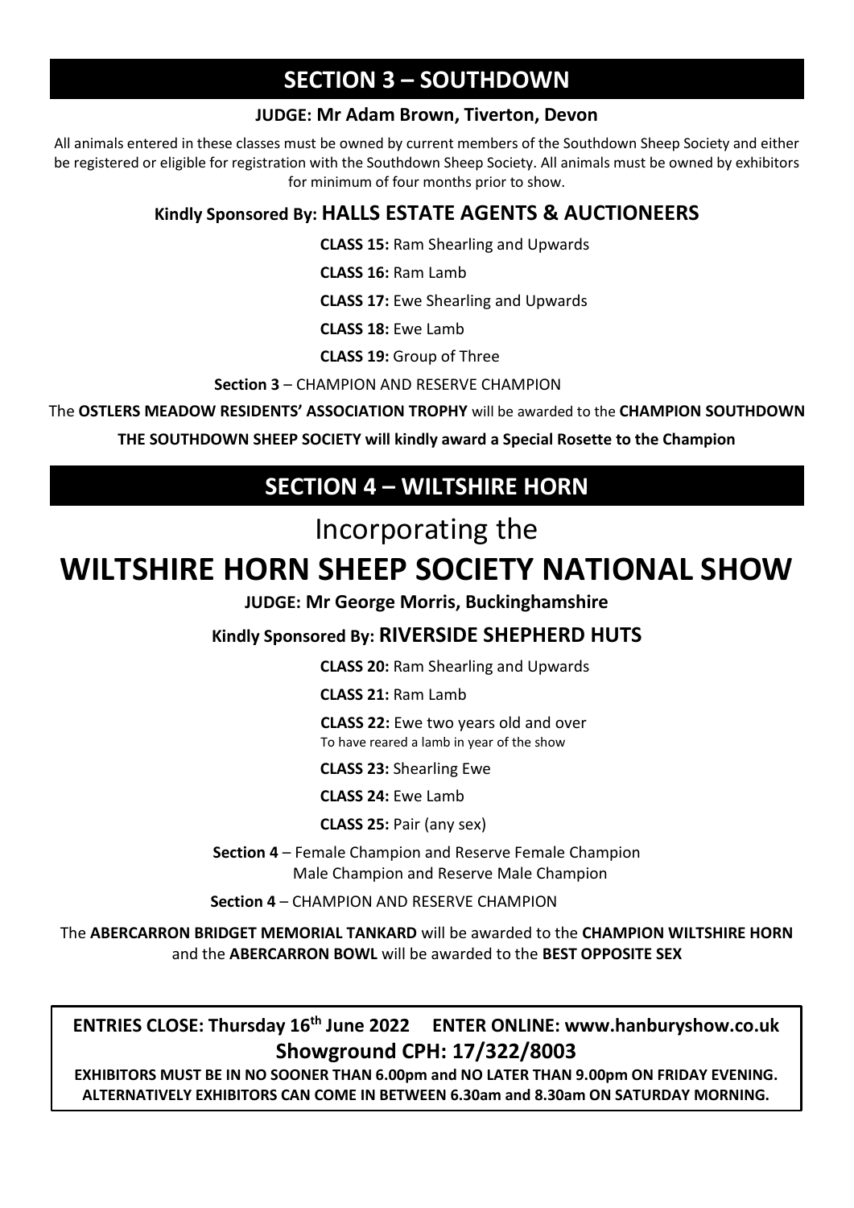## SECTION 3 – SOUTHDOWN

**JUDGE: Mr Adam Brown, Tiverton, Devon**

All animals entered in these classes must be owned by current members of the Southdown Sheep Society and either be registered or eligible for registration with the Southdown Sheep Society. All animals must be owned by exhibitors for minimum of four months prior to show.

**Kindly Sponsored By: HALLS ESTATE AGENTS & AUCTIONEERS**

**CLASS 15:** Ram Shearling and Upwards

**CLASS 16:** Ram Lamb

**CLASS 17:** Ewe Shearling and Upwards

**CLASS 18:** Ewe Lamb

**CLASS 19:** Group of Three

**Section 3** – CHAMPION AND RESERVE CHAMPION

The **OSTLERS MEADOW RESIDENTS' ASSOCIATION TROPHY** will be awarded to the **CHAMPION SOUTHDOWN**

**THE SOUTHDOWN SHEEP SOCIETY will kindly award a Special Rosette to the Champion**

## SECTION 4 – WILTSHIRE HORN

Incorporating the

# WILTSHIRE HORN SHEEP SOCIETY NATIONAL SHOW

**JUDGE: Mr George Morris, Buckinghamshire**

**Kindly Sponsored By: RIVERSIDE SHEPHERD HUTS**

**CLASS 20:** Ram Shearling and Upwards

**CLASS 21:** Ram Lamb

**CLASS 22:** Ewe two years old and over
To have reared a lamb in year of the show

**CLASS 23:** Shearling Ewe

**CLASS 24:** Ewe Lamb

**CLASS 25:** Pair (any sex)

**Section 4** – Female Champion and Reserve Female Champion
Male Champion and Reserve Male Champion

**Section 4** – CHAMPION AND RESERVE CHAMPION

The **ABERCARRON BRIDGET MEMORIAL TANKARD** will be awarded to the **CHAMPION WILTSHIRE HORN** and the **ABERCARRON BOWL** will be awarded to the **BEST OPPOSITE SEX**

**ENTRIES CLOSE: Thursday 16th June 2022 ENTER ONLINE: www.hanburyshow.co.uk**

**Showground CPH: 17/322/8003**

**EXHIBITORS MUST BE IN NO SOONER THAN 6.00pm and NO LATER THAN 9.00pm ON FRIDAY EVENING. ALTERNATIVELY EXHIBITORS CAN COME IN BETWEEN 6.30am and 8.30am ON SATURDAY MORNING.**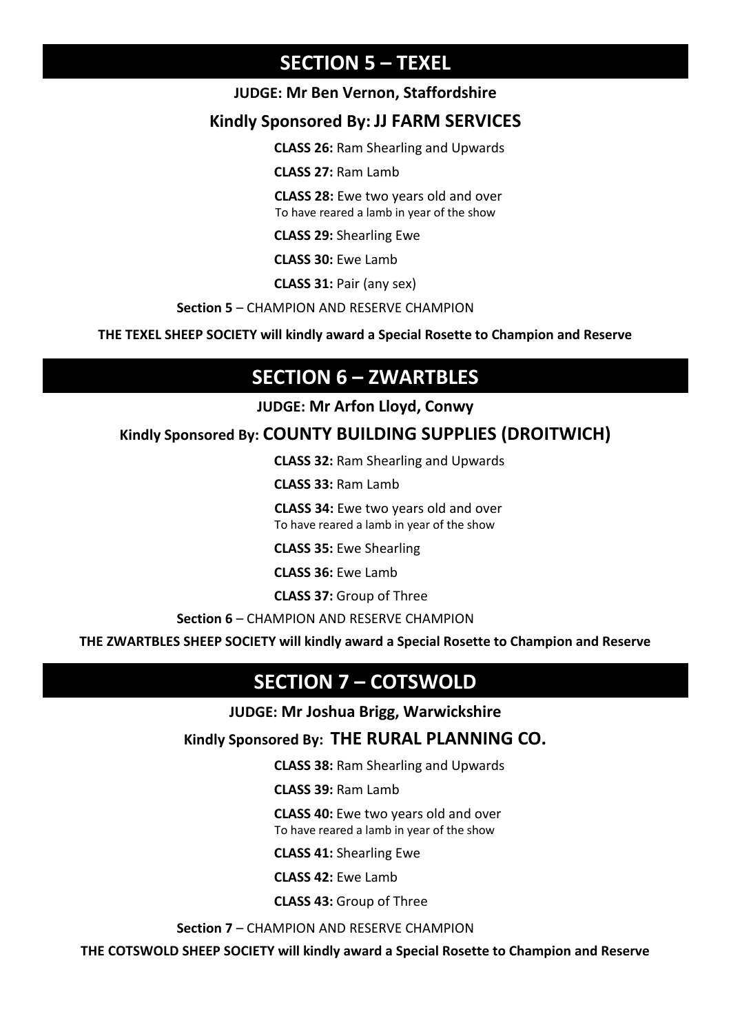## SECTION 5 – TEXEL

**JUDGE: Mr Ben Vernon, Staffordshire**

**Kindly Sponsored By: JJ FARM SERVICES**

**CLASS 26:** Ram Shearling and Upwards

**CLASS 27:** Ram Lamb

**CLASS 28:** Ewe two years old and over
To have reared a lamb in year of the show

**CLASS 29:** Shearling Ewe

**CLASS 30:** Ewe Lamb

**CLASS 31:** Pair (any sex)

**Section 5** – CHAMPION AND RESERVE CHAMPION

**THE TEXEL SHEEP SOCIETY will kindly award a Special Rosette to Champion and Reserve**

## SECTION 6 – ZWARTBLES

**JUDGE: Mr Arfon Lloyd, Conwy**

**Kindly Sponsored By: COUNTY BUILDING SUPPLIES (DROITWICH)**

**CLASS 32:** Ram Shearling and Upwards

**CLASS 33:** Ram Lamb

**CLASS 34:** Ewe two years old and over
To have reared a lamb in year of the show

**CLASS 35:** Ewe Shearling

**CLASS 36:** Ewe Lamb

**CLASS 37:** Group of Three

**Section 6** – CHAMPION AND RESERVE CHAMPION

**THE ZWARTBLES SHEEP SOCIETY will kindly award a Special Rosette to Champion and Reserve**

## SECTION 7 – COTSWOLD

**JUDGE: Mr Joshua Brigg, Warwickshire**

**Kindly Sponsored By: THE RURAL PLANNING CO.**

**CLASS 38:** Ram Shearling and Upwards

**CLASS 39:** Ram Lamb

**CLASS 40:** Ewe two years old and over
To have reared a lamb in year of the show

**CLASS 41:** Shearling Ewe

**CLASS 42:** Ewe Lamb

**CLASS 43:** Group of Three

**Section 7** – CHAMPION AND RESERVE CHAMPION

**THE COTSWOLD SHEEP SOCIETY will kindly award a Special Rosette to Champion and Reserve**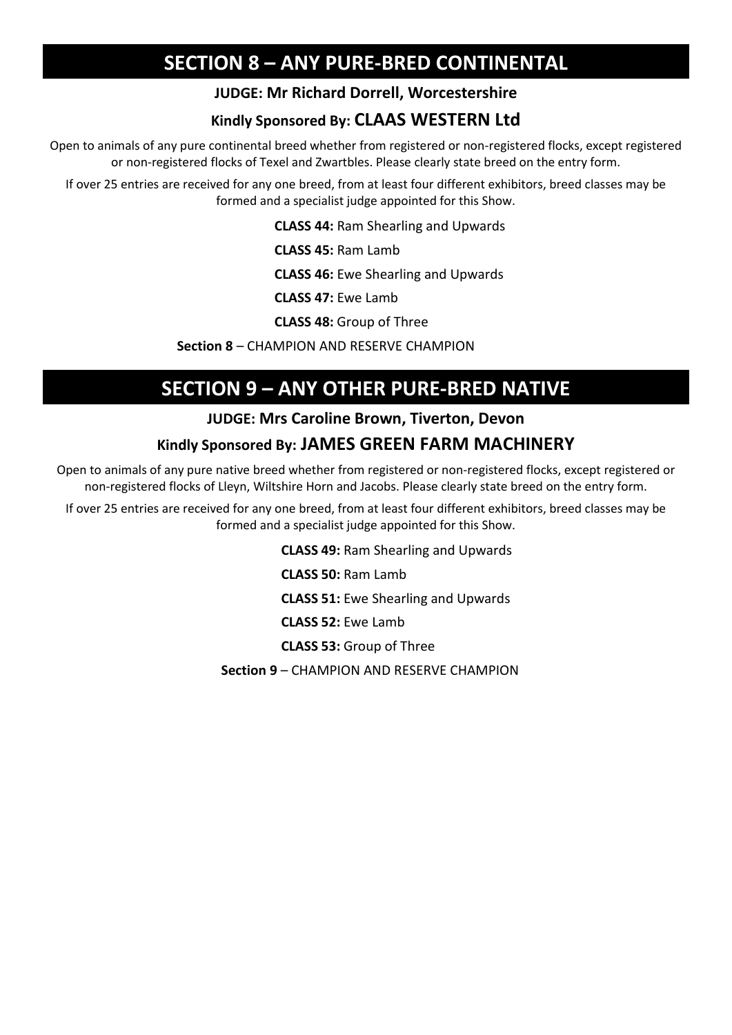## SECTION 8 – ANY PURE-BRED CONTINENTAL

**JUDGE: Mr Richard Dorrell, Worcestershire**

**Kindly Sponsored By: CLAAS WESTERN Ltd**

Open to animals of any pure continental breed whether from registered or non-registered flocks, except registered or non-registered flocks of Texel and Zwartbles. Please clearly state breed on the entry form.

If over 25 entries are received for any one breed, from at least four different exhibitors, breed classes may be formed and a specialist judge appointed for this Show.

**CLASS 44:** Ram Shearling and Upwards

**CLASS 45:** Ram Lamb

**CLASS 46:** Ewe Shearling and Upwards

**CLASS 47:** Ewe Lamb

**CLASS 48:** Group of Three

**Section 8** – CHAMPION AND RESERVE CHAMPION

## SECTION 9 – ANY OTHER PURE-BRED NATIVE

**JUDGE: Mrs Caroline Brown, Tiverton, Devon**

**Kindly Sponsored By: JAMES GREEN FARM MACHINERY**

Open to animals of any pure native breed whether from registered or non-registered flocks, except registered or non-registered flocks of Lleyn, Wiltshire Horn and Jacobs. Please clearly state breed on the entry form.

If over 25 entries are received for any one breed, from at least four different exhibitors, breed classes may be formed and a specialist judge appointed for this Show.

**CLASS 49:** Ram Shearling and Upwards

**CLASS 50:** Ram Lamb

**CLASS 51:** Ewe Shearling and Upwards

**CLASS 52:** Ewe Lamb

**CLASS 53:** Group of Three

**Section 9** – CHAMPION AND RESERVE CHAMPION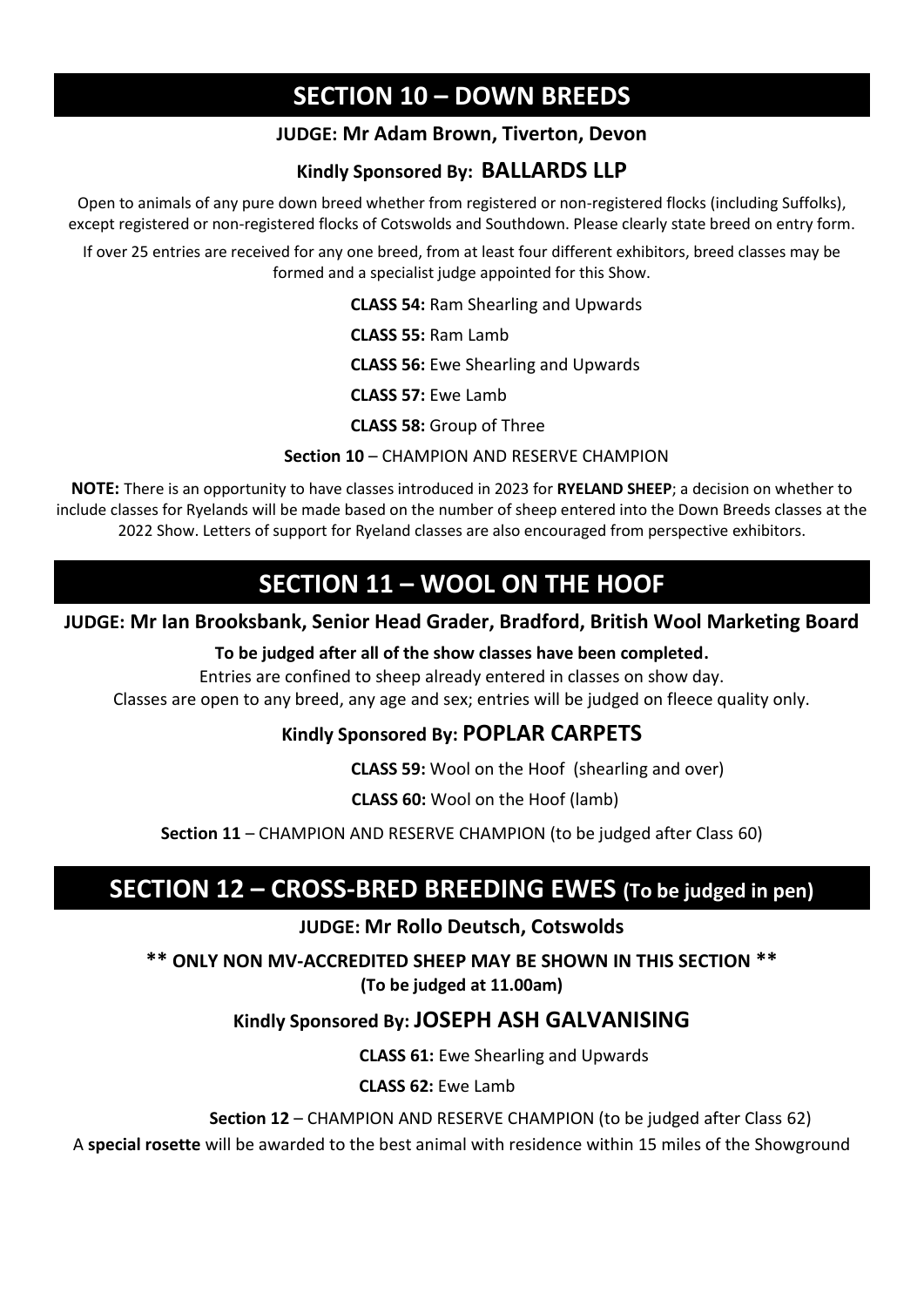## SECTION 10 – DOWN BREEDS

**JUDGE: Mr Adam Brown, Tiverton, Devon**

**Kindly Sponsored By: BALLARDS LLP**

Open to animals of any pure down breed whether from registered or non-registered flocks (including Suffolks), except registered or non-registered flocks of Cotswolds and Southdown. Please clearly state breed on entry form.

If over 25 entries are received for any one breed, from at least four different exhibitors, breed classes may be formed and a specialist judge appointed for this Show.

**CLASS 54:** Ram Shearling and Upwards

**CLASS 55:** Ram Lamb

**CLASS 56:** Ewe Shearling and Upwards

**CLASS 57:** Ewe Lamb

**CLASS 58:** Group of Three

**Section 10** – CHAMPION AND RESERVE CHAMPION

**NOTE:** There is an opportunity to have classes introduced in 2023 for **RYELAND SHEEP**; a decision on whether to include classes for Ryelands will be made based on the number of sheep entered into the Down Breeds classes at the 2022 Show. Letters of support for Ryeland classes are also encouraged from perspective exhibitors.

## SECTION 11 – WOOL ON THE HOOF

**JUDGE: Mr Ian Brooksbank, Senior Head Grader, Bradford, British Wool Marketing Board**

**To be judged after all of the show classes have been completed.**

Entries are confined to sheep already entered in classes on show day.
Classes are open to any breed, any age and sex; entries will be judged on fleece quality only.

**Kindly Sponsored By: POPLAR CARPETS**

**CLASS 59:** Wool on the Hoof (shearling and over)

**CLASS 60:** Wool on the Hoof (lamb)

**Section 11** – CHAMPION AND RESERVE CHAMPION (to be judged after Class 60)

## SECTION 12 – CROSS-BRED BREEDING EWES (To be judged in pen)

**JUDGE: Mr Rollo Deutsch, Cotswolds**

**\*\* ONLY NON MV-ACCREDITED SHEEP MAY BE SHOWN IN THIS SECTION \*\***
**(To be judged at 11.00am)**

**Kindly Sponsored By: JOSEPH ASH GALVANISING**

**CLASS 61:** Ewe Shearling and Upwards

**CLASS 62:** Ewe Lamb

**Section 12** – CHAMPION AND RESERVE CHAMPION (to be judged after Class 62)

A **special rosette** will be awarded to the best animal with residence within 15 miles of the Showground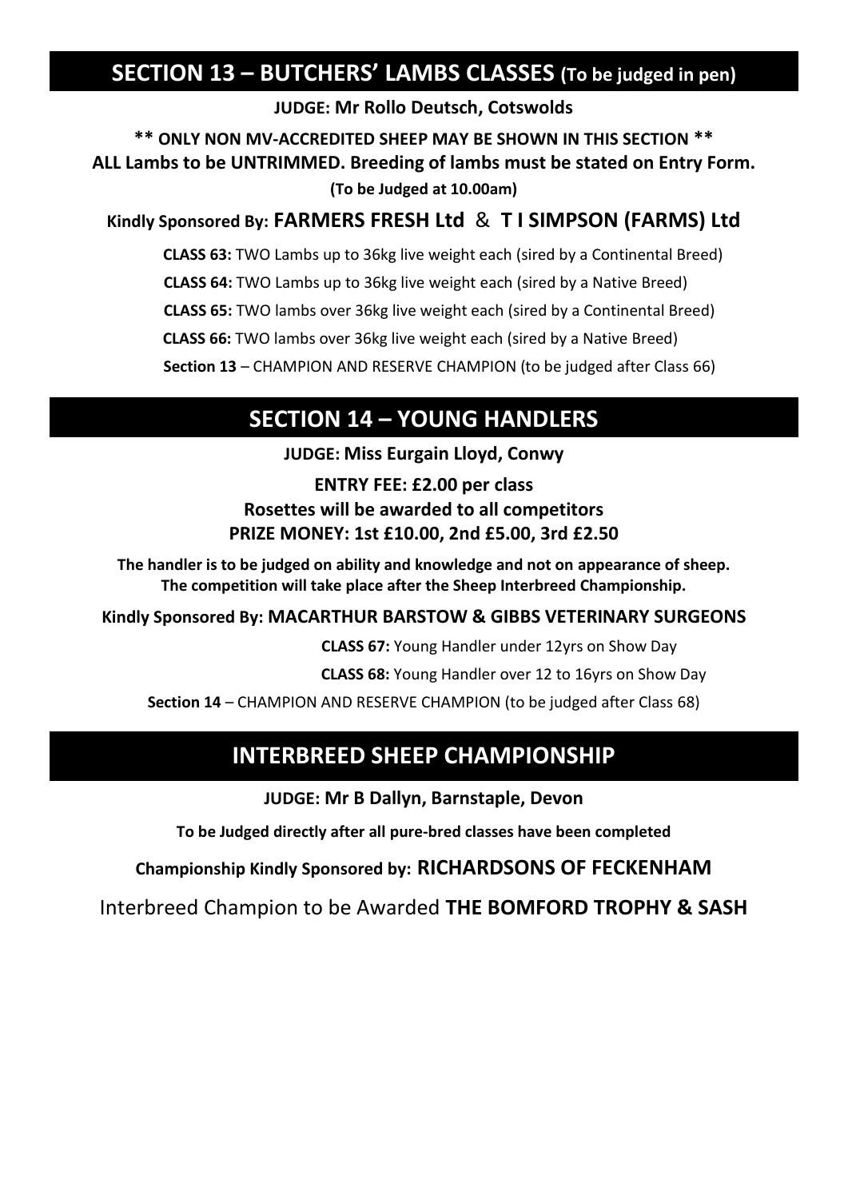## SECTION 13 – BUTCHERS' LAMBS CLASSES (To be judged in pen)

**JUDGE: Mr Rollo Deutsch, Cotswolds**

**** ONLY NON MV-ACCREDITED SHEEP MAY BE SHOWN IN THIS SECTION ****

**ALL Lambs to be UNTRIMMED. Breeding of lambs must be stated on Entry Form.**

**(To be Judged at 10.00am)**

**Kindly Sponsored By: FARMERS FRESH Ltd & T I SIMPSON (FARMS) Ltd**

**CLASS 63:** TWO Lambs up to 36kg live weight each (sired by a Continental Breed)

**CLASS 64:** TWO Lambs up to 36kg live weight each (sired by a Native Breed)

**CLASS 65:** TWO lambs over 36kg live weight each (sired by a Continental Breed)

**CLASS 66:** TWO lambs over 36kg live weight each (sired by a Native Breed)

**Section 13** – CHAMPION AND RESERVE CHAMPION (to be judged after Class 66)

## SECTION 14 – YOUNG HANDLERS

**JUDGE: Miss Eurgain Lloyd, Conwy**

**ENTRY FEE: £2.00 per class**

**Rosettes will be awarded to all competitors**

**PRIZE MONEY: 1st £10.00, 2nd £5.00, 3rd £2.50**

**The handler is to be judged on ability and knowledge and not on appearance of sheep. The competition will take place after the Sheep Interbreed Championship.**

**Kindly Sponsored By: MACARTHUR BARSTOW & GIBBS VETERINARY SURGEONS**

**CLASS 67:** Young Handler under 12yrs on Show Day

**CLASS 68:** Young Handler over 12 to 16yrs on Show Day

**Section 14** – CHAMPION AND RESERVE CHAMPION (to be judged after Class 68)

## INTERBREED SHEEP CHAMPIONSHIP

**JUDGE: Mr B Dallyn, Barnstaple, Devon**

**To be Judged directly after all pure-bred classes have been completed**

**Championship Kindly Sponsored by: RICHARDSONS OF FECKENHAM**

Interbreed Champion to be Awarded **THE BOMFORD TROPHY & SASH**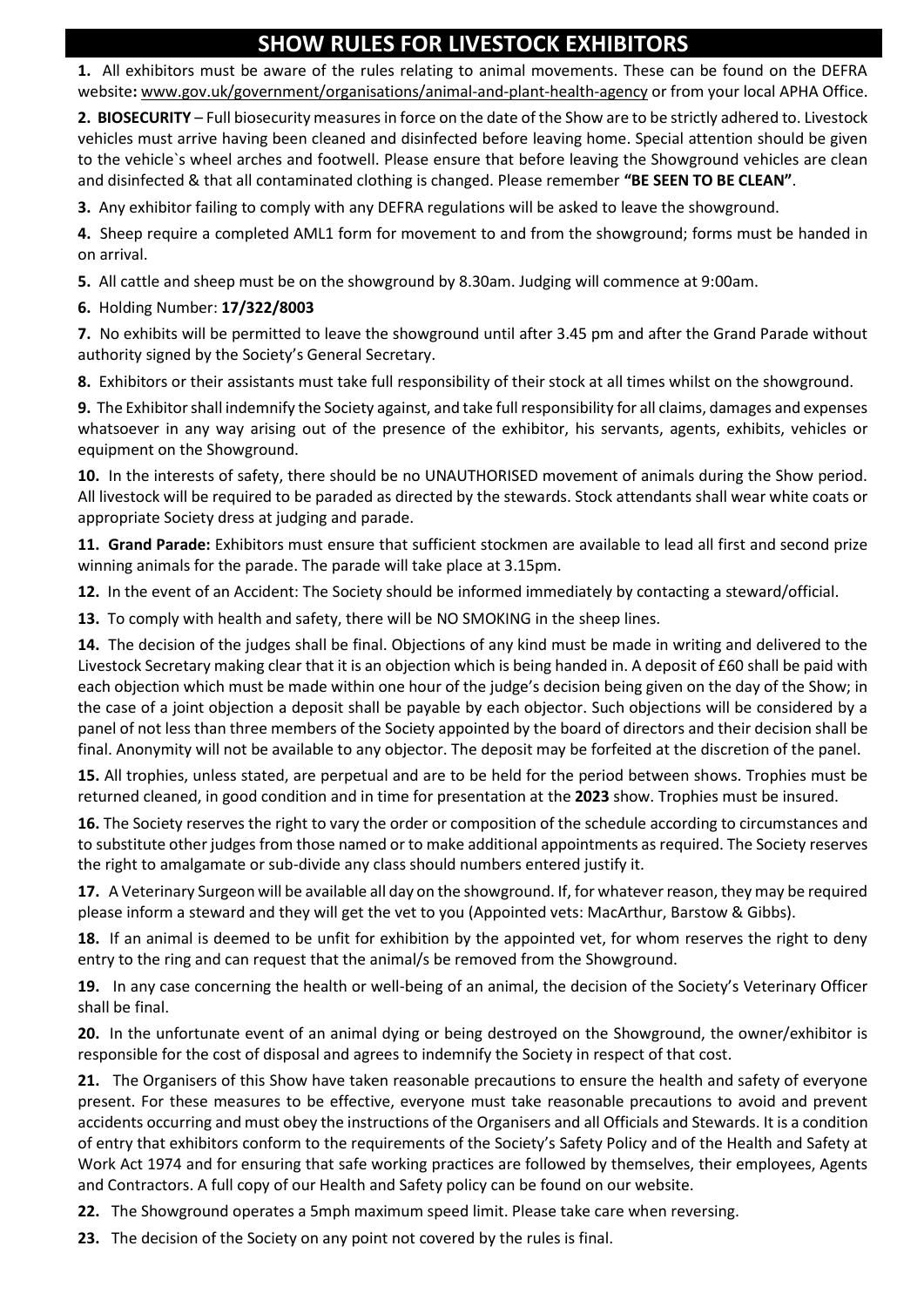# SHOW RULES FOR LIVESTOCK EXHIBITORS

**1.** All exhibitors must be aware of the rules relating to animal movements. These can be found on the DEFRA website**:** www.gov.uk/government/organisations/animal-and-plant-health-agency or from your local APHA Office.

**2. BIOSECURITY** – Full biosecurity measures in force on the date of the Show are to be strictly adhered to. Livestock vehicles must arrive having been cleaned and disinfected before leaving home. Special attention should be given to the vehicle`s wheel arches and footwell. Please ensure that before leaving the Showground vehicles are clean and disinfected & that all contaminated clothing is changed. Please remember **"BE SEEN TO BE CLEAN"**.

**3.** Any exhibitor failing to comply with any DEFRA regulations will be asked to leave the showground.

**4.** Sheep require a completed AML1 form for movement to and from the showground; forms must be handed in on arrival.

**5.** All cattle and sheep must be on the showground by 8.30am. Judging will commence at 9:00am.

**6.** Holding Number: **17/322/8003**

**7.** No exhibits will be permitted to leave the showground until after 3.45 pm and after the Grand Parade without authority signed by the Society's General Secretary.

**8.** Exhibitors or their assistants must take full responsibility of their stock at all times whilst on the showground.

**9.** The Exhibitor shall indemnify the Society against, and take full responsibility for all claims, damages and expenses whatsoever in any way arising out of the presence of the exhibitor, his servants, agents, exhibits, vehicles or equipment on the Showground.

**10.** In the interests of safety, there should be no UNAUTHORISED movement of animals during the Show period. All livestock will be required to be paraded as directed by the stewards. Stock attendants shall wear white coats or appropriate Society dress at judging and parade.

**11. Grand Parade:** Exhibitors must ensure that sufficient stockmen are available to lead all first and second prize winning animals for the parade. The parade will take place at 3.15pm.

**12.** In the event of an Accident: The Society should be informed immediately by contacting a steward/official.

**13.** To comply with health and safety, there will be NO SMOKING in the sheep lines.

**14.** The decision of the judges shall be final. Objections of any kind must be made in writing and delivered to the Livestock Secretary making clear that it is an objection which is being handed in. A deposit of £60 shall be paid with each objection which must be made within one hour of the judge's decision being given on the day of the Show; in the case of a joint objection a deposit shall be payable by each objector. Such objections will be considered by a panel of not less than three members of the Society appointed by the board of directors and their decision shall be final. Anonymity will not be available to any objector. The deposit may be forfeited at the discretion of the panel.

**15.** All trophies, unless stated, are perpetual and are to be held for the period between shows. Trophies must be returned cleaned, in good condition and in time for presentation at the **2023** show. Trophies must be insured.

**16.** The Society reserves the right to vary the order or composition of the schedule according to circumstances and to substitute other judges from those named or to make additional appointments as required. The Society reserves the right to amalgamate or sub-divide any class should numbers entered justify it.

**17.** A Veterinary Surgeon will be available all day on the showground. If, for whatever reason, they may be required please inform a steward and they will get the vet to you (Appointed vets: MacArthur, Barstow & Gibbs).

**18.** If an animal is deemed to be unfit for exhibition by the appointed vet, for whom reserves the right to deny entry to the ring and can request that the animal/s be removed from the Showground.

**19.** In any case concerning the health or well-being of an animal, the decision of the Society's Veterinary Officer shall be final.

**20.** In the unfortunate event of an animal dying or being destroyed on the Showground, the owner/exhibitor is responsible for the cost of disposal and agrees to indemnify the Society in respect of that cost.

**21.** The Organisers of this Show have taken reasonable precautions to ensure the health and safety of everyone present. For these measures to be effective, everyone must take reasonable precautions to avoid and prevent accidents occurring and must obey the instructions of the Organisers and all Officials and Stewards. It is a condition of entry that exhibitors conform to the requirements of the Society's Safety Policy and of the Health and Safety at Work Act 1974 and for ensuring that safe working practices are followed by themselves, their employees, Agents and Contractors. A full copy of our Health and Safety policy can be found on our website.

**22.** The Showground operates a 5mph maximum speed limit. Please take care when reversing.

**23.** The decision of the Society on any point not covered by the rules is final.